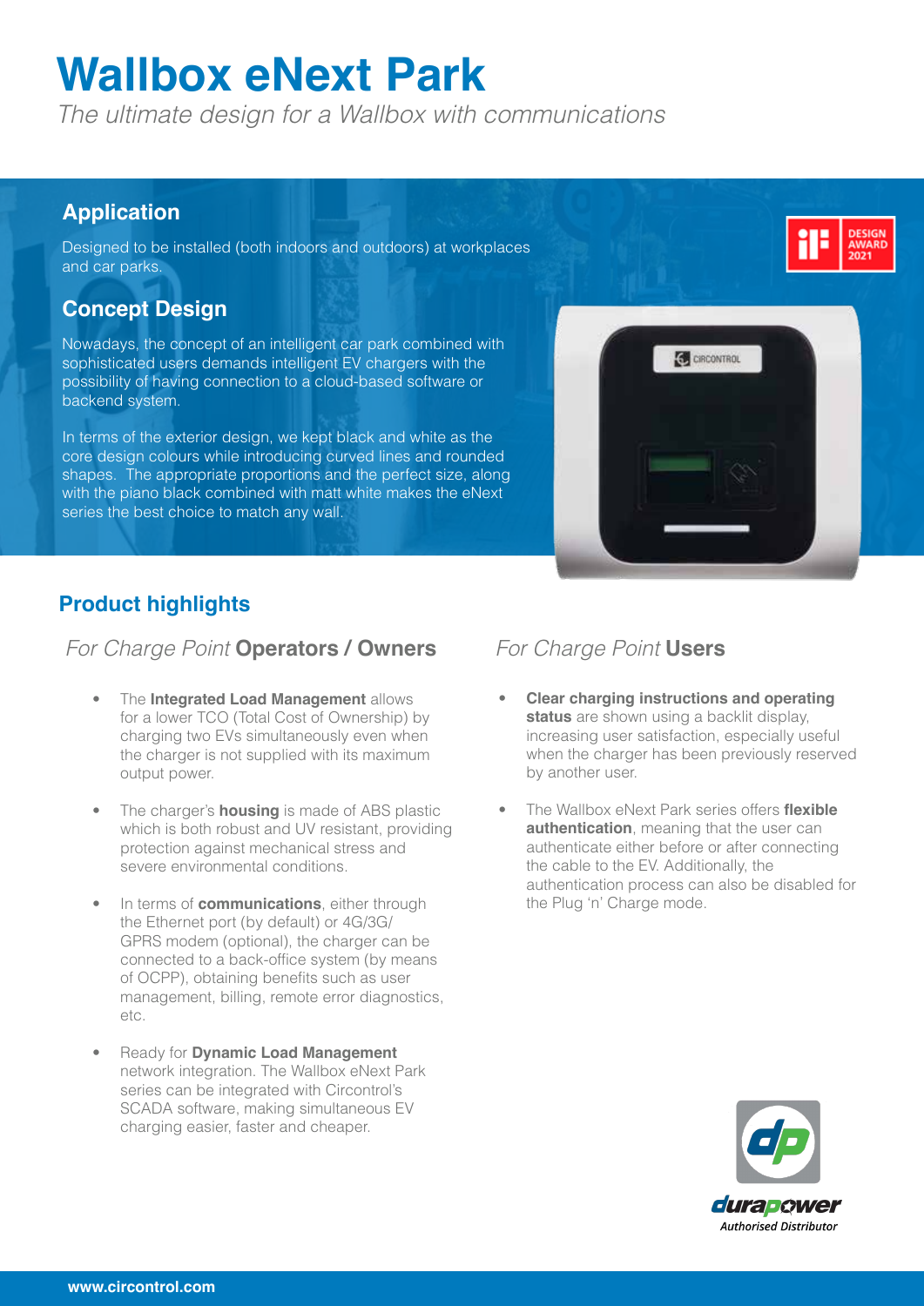# Wallbox eNext Park

*The ultimate design for a Wallbox with communications*

## Application

Designed to be installed (both indoors and outdoors) at workplaces and car parks.

## Concept Design

Nowadays, the concept of an intelligent car park combined with sophisticated users demands intelligent EV chargers with the possibility of having connection to a cloud-based software or backend system.

In terms of the exterior design, we kept black and white as the core design colours while introducing curved lines and rounded shapes. The appropriate proportions and the perfect size, along with the piano black combined with matt white makes the eNext series the best choice to match any wall.

## Product highlights

### *For Charge Point* **Operators / Owners**

- The **Integrated Load Management** allows for a lower TCO (Total Cost of Ownership) by charging two EVs simultaneously even when the charger is not supplied with its maximum output power.
- The charger's **housing** is made of ABS plastic which is both robust and UV resistant, providing protection against mechanical stress and severe environmental conditions.
- In terms of **communications**, either through the Ethernet port (by default) or 4G/3G/GPRS modem (optional), the charger can be connected to a back-office system (by means of OCPP), obtaining benefits such as user management, billing, remote error diagnostics, etc.
- Ready for **Dynamic Load Management** network integration. The Wallbox eNext Park series can be integrated with Circontrol's SCADA software, making simultaneous EV charging easier, faster and cheaper.

### *For Charge Point* **Users**

- **Clear charging instructions and operating status** are shown using a backlit display, increasing user satisfaction, especially useful when the charger has been previously reserved by another user.
- The Wallbox eNext Park series offers **flexible authentication**, meaning that the user can authenticate either before or after connecting the cable to the EV. Additionally, the authentication process can also be disabled for the Plug 'n' Charge mode.

durapower
*Authorised Distributor*

www.circontrol.com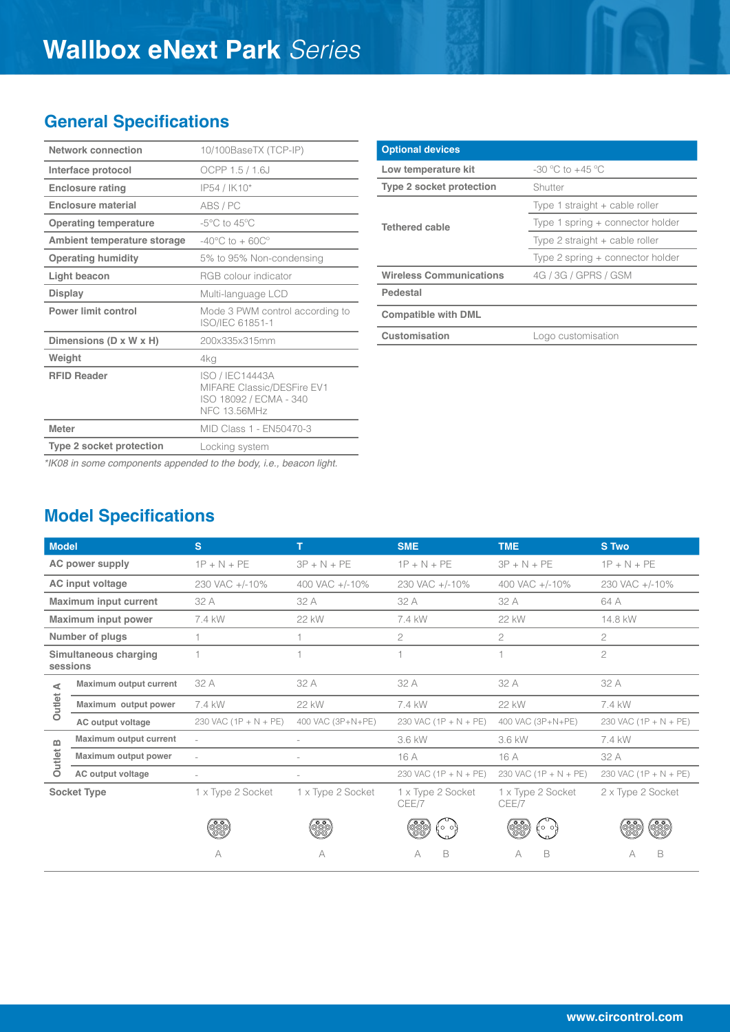# Wallbox eNext Park *Series*

## General Specifications

| | |
|---|---|
| **Network connection** | 10/100BaseTX (TCP-IP) |
| **Interface protocol** | OCPP 1.5 / 1.6J |
| **Enclosure rating** | IP54 / IK10* |
| **Enclosure material** | ABS / PC |
| **Operating temperature** | -5°C to 45°C |
| **Ambient temperature storage** | -40°C to + 60C° |
| **Operating humidity** | 5% to 95% Non-condensing |
| **Light beacon** | RGB colour indicator |
| **Display** | Multi-language LCD |
| **Power limit control** | Mode 3 PWM control according to ISO/IEC 61851-1 |
| **Dimensions (D x W x H)** | 200x335x315mm |
| **Weight** | 4kg |
| **RFID Reader** | ISO / IEC14443A<br>MIFARE Classic/DESFire EV1<br>ISO 18092 / ECMA - 340<br>NFC 13.56MHz |
| **Meter** | MID Class 1 - EN50470-3 |
| **Type 2 socket protection** | Locking system |

*\*IK08 in some components appended to the body, i.e., beacon light.*

| **Optional devices** | |
|---|---|
| **Low temperature kit** | -30 ºC to +45 ºC |
| **Type 2 socket protection** | Shutter |
| **Tethered cable** | Type 1 straight + cable roller |
| | Type 1 spring + connector holder |
| | Type 2 straight + cable roller |
| | Type 2 spring + connector holder |
| **Wireless Communications** | 4G / 3G / GPRS / GSM |
| **Pedestal** | |
| **Compatible with DML** | |
| **Customisation** | Logo customisation |

## Model Specifications

| **Model** | | **S** | **T** | **SME** | **TME** | **S Two** |
|---|---|---|---|---|---|---|
| **AC power supply** | | 1P + N + PE | 3P + N + PE | 1P + N + PE | 3P + N + PE | 1P + N + PE |
| **AC input voltage** | | 230 VAC +/-10% | 400 VAC +/-10% | 230 VAC +/-10% | 400 VAC +/-10% | 230 VAC +/-10% |
| **Maximum input current** | | 32 A | 32 A | 32 A | 32 A | 64 A |
| **Maximum input power** | | 7.4 kW | 22 kW | 7.4 kW | 22 kW | 14.8 kW |
| **Number of plugs** | | 1 | 1 | 2 | 2 | 2 |
| **Simultaneous charging sessions** | | 1 | 1 | 1 | 1 | 2 |
| **Outlet A** | **Maximum output current** | 32 A | 32 A | 32 A | 32 A | 32 A |
| | **Maximum output power** | 7.4 kW | 22 kW | 7.4 kW | 22 kW | 7.4 kW |
| | **AC output voltage** | 230 VAC (1P + N + PE) | 400 VAC (3P+N+PE) | 230 VAC (1P + N + PE) | 400 VAC (3P+N+PE) | 230 VAC (1P + N + PE) |
| **Outlet B** | **Maximum output current** | - | - | 3.6 kW | 3.6 kW | 7.4 kW |
| | **Maximum output power** | - | - | 16 A | 16 A | 32 A |
| | **AC output voltage** | - | - | 230 VAC (1P + N + PE) | 230 VAC (1P + N + PE) | 230 VAC (1P + N + PE) |
| **Socket Type** | | 1 x Type 2 Socket | 1 x Type 2 Socket | 1 x Type 2 Socket<br>CEE/7 | 1 x Type 2 Socket<br>CEE/7 | 2 x Type 2 Socket |
| | | A | A | A B | A B | A B |